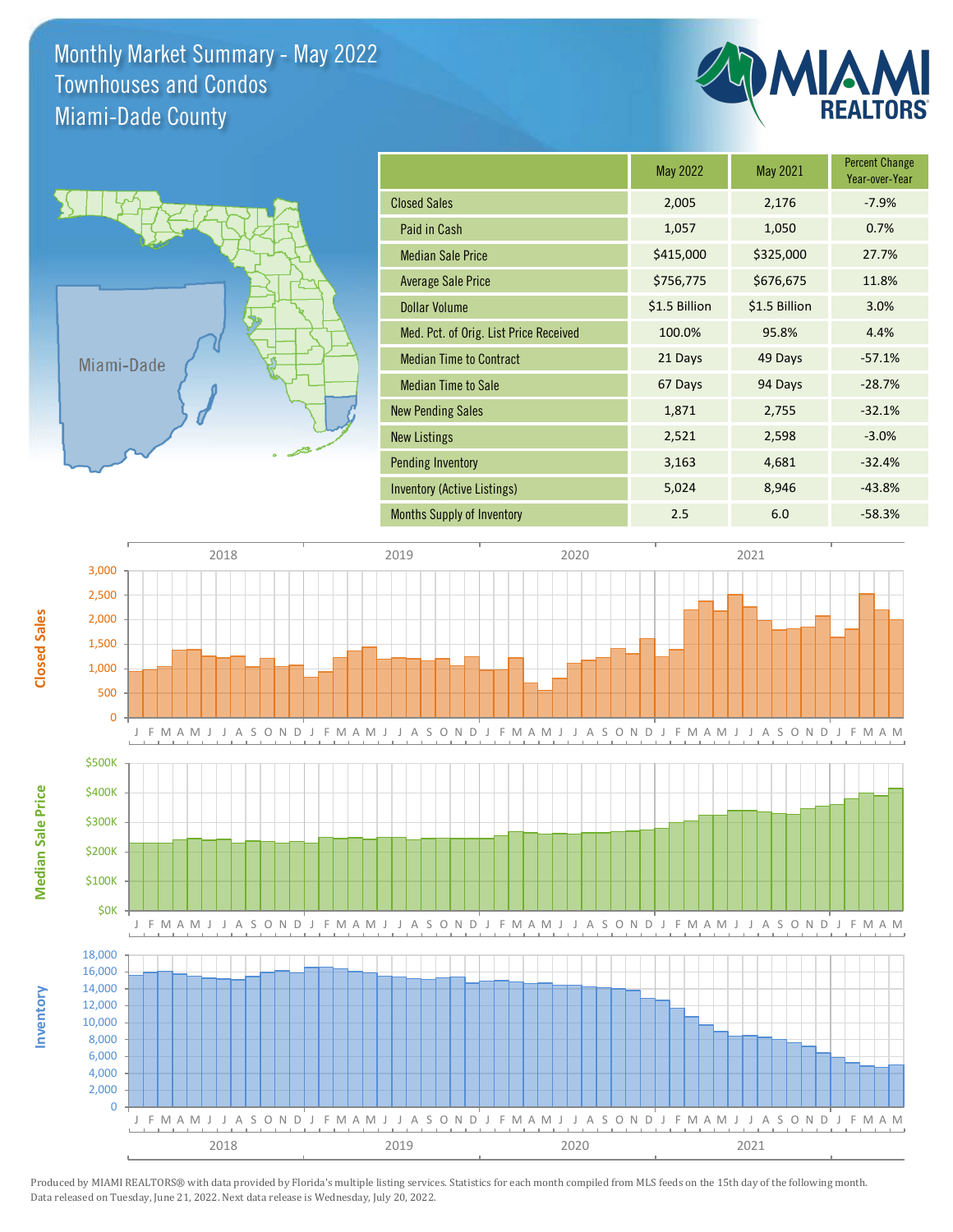# Monthly Market Summary - May 2022
## Townhouses and Condos
## Miami-Dade County

| | May 2022 | May 2021 | Percent Change Year-over-Year |
|---|---|---|---|
| Closed Sales | 2,005 | 2,176 | -7.9% |
| Paid in Cash | 1,057 | 1,050 | 0.7% |
| Median Sale Price | $415,000 | $325,000 | 27.7% |
| Average Sale Price | $756,775 | $676,675 | 11.8% |
| Dollar Volume | $1.5 Billion | $1.5 Billion | 3.0% |
| Med. Pct. of Orig. List Price Received | 100.0% | 95.8% | 4.4% |
| Median Time to Contract | 21 Days | 49 Days | -57.1% |
| Median Time to Sale | 67 Days | 94 Days | -28.7% |
| New Pending Sales | 1,871 | 2,755 | -32.1% |
| New Listings | 2,521 | 2,598 | -3.0% |
| Pending Inventory | 3,163 | 4,681 | -32.4% |
| Inventory (Active Listings) | 5,024 | 8,946 | -43.8% |
| Months Supply of Inventory | 2.5 | 6.0 | -58.3% |

Produced by MIAMI REALTORS® with data provided by Florida's multiple listing services. Statistics for each month compiled from MLS feeds on the 15th day of the following month. Data released on Tuesday, June 21, 2022. Next data release is Wednesday, July 20, 2022.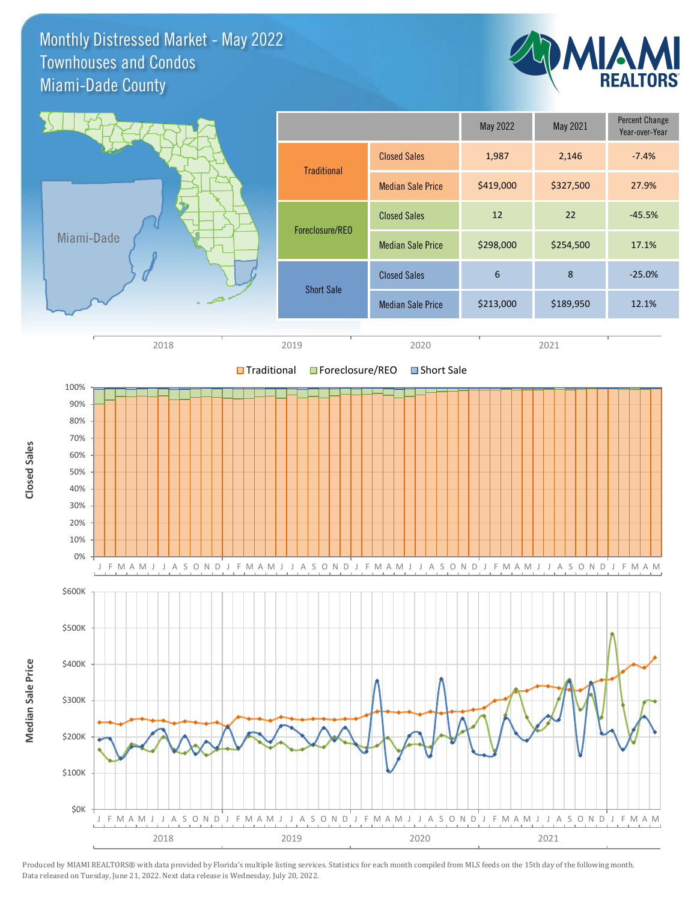# Monthly Distressed Market - May 2022
## Townhouses and Condos
## Miami-Dade County

MIAMI REALTORS®

Miami-Dade

| | | May 2022 | May 2021 | Percent Change Year-over-Year |
|---|---|---|---|---|
| Traditional | Closed Sales | 1,987 | 2,146 | -7.4% |
| | Median Sale Price | $419,000 | $327,500 | 27.9% |
| Foreclosure/REO | Closed Sales | 12 | 22 | -45.5% |
| | Median Sale Price | $298,000 | $254,500 | 17.1% |
| Short Sale | Closed Sales | 6 | 8 | -25.0% |
| | Median Sale Price | $213,000 | $189,950 | 12.1% |

2018 2019 2020 2021

Traditional Foreclosure/REO Short Sale

Closed Sales

100% 90% 80% 70% 60% 50% 40% 30% 20% 10% 0%

J F M A M J J A S O N D J F M A M J J A S O N D J F M A M J J A S O N D J F M A M J J A S O N D J F M A M

Median Sale Price

$600K $500K $400K $300K $200K $100K $0K

J F M A M J J A S O N D J F M A M J J A S O N D J F M A M J J A S O N D J F M A M J J A S O N D J F M A M

2018 2019 2020 2021

Produced by MIAMI REALTORS® with data provided by Florida's multiple listing services. Statistics for each month compiled from MLS feeds on the 15th day of the following month. Data released on Tuesday, June 21, 2022. Next data release is Wednesday, July 20, 2022.